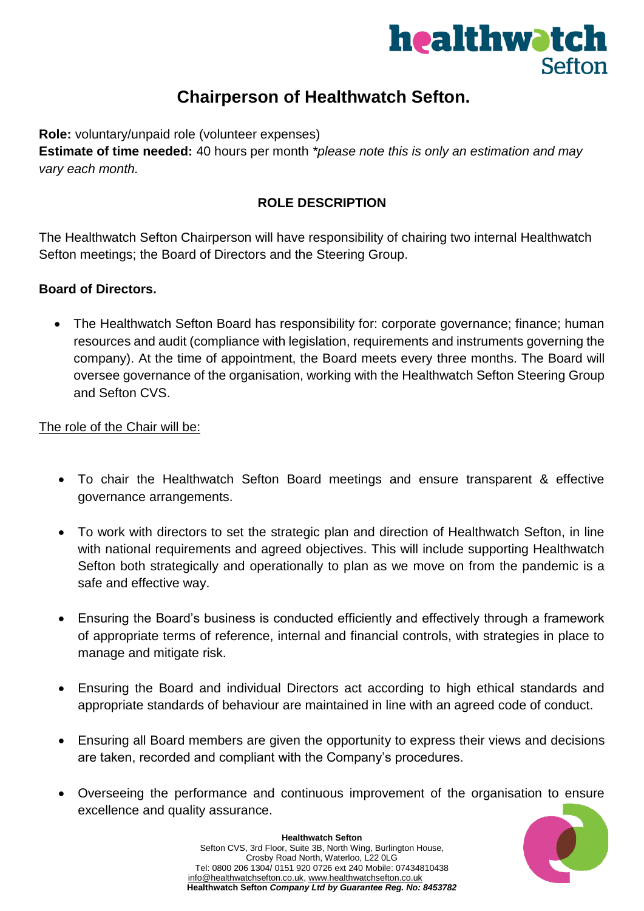# Chairperson of Healthwatch Sefton.

**Role:** voluntary/unpaid role (volunteer expenses)
**Estimate of time needed:** 40 hours per month *please note this is only an estimation and may vary each month.*

## ROLE DESCRIPTION

The Healthwatch Sefton Chairperson will have responsibility of chairing two internal Healthwatch Sefton meetings; the Board of Directors and the Steering Group.

### Board of Directors.

- The Healthwatch Sefton Board has responsibility for: corporate governance; finance; human resources and audit (compliance with legislation, requirements and instruments governing the company). At the time of appointment, the Board meets every three months. The Board will oversee governance of the organisation, working with the Healthwatch Sefton Steering Group and Sefton CVS.

The role of the Chair will be:

- To chair the Healthwatch Sefton Board meetings and ensure transparent & effective governance arrangements.
- To work with directors to set the strategic plan and direction of Healthwatch Sefton, in line with national requirements and agreed objectives. This will include supporting Healthwatch Sefton both strategically and operationally to plan as we move on from the pandemic is a safe and effective way.
- Ensuring the Board's business is conducted efficiently and effectively through a framework of appropriate terms of reference, internal and financial controls, with strategies in place to manage and mitigate risk.
- Ensuring the Board and individual Directors act according to high ethical standards and appropriate standards of behaviour are maintained in line with an agreed code of conduct.
- Ensuring all Board members are given the opportunity to express their views and decisions are taken, recorded and compliant with the Company's procedures.
- Overseeing the performance and continuous improvement of the organisation to ensure excellence and quality assurance.

**Healthwatch Sefton**
Sefton CVS, 3rd Floor, Suite 3B, North Wing, Burlington House,
Crosby Road North, Waterloo, L22 0LG
Tel: 0800 206 1304/ 0151 920 0726 ext 240 Mobile: 07434810438
info@healthwatchsefton.co.uk, www.healthwatchsefton.co.uk
**Healthwatch Sefton *Company Ltd by Guarantee Reg. No: 8453782***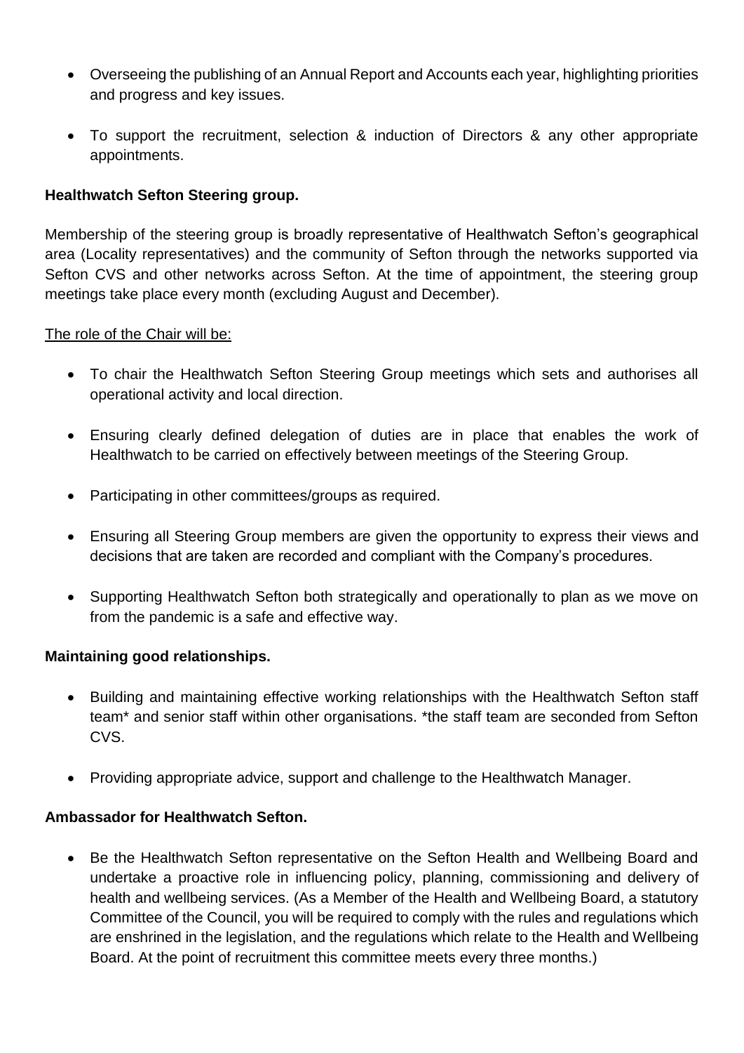- Overseeing the publishing of an Annual Report and Accounts each year, highlighting priorities and progress and key issues.

- To support the recruitment, selection & induction of Directors & any other appropriate appointments.

**Healthwatch Sefton Steering group.**

Membership of the steering group is broadly representative of Healthwatch Sefton's geographical area (Locality representatives) and the community of Sefton through the networks supported via Sefton CVS and other networks across Sefton. At the time of appointment, the steering group meetings take place every month (excluding August and December).

<u>The role of the Chair will be:</u>

- To chair the Healthwatch Sefton Steering Group meetings which sets and authorises all operational activity and local direction.

- Ensuring clearly defined delegation of duties are in place that enables the work of Healthwatch to be carried on effectively between meetings of the Steering Group.

- Participating in other committees/groups as required.

- Ensuring all Steering Group members are given the opportunity to express their views and decisions that are taken are recorded and compliant with the Company's procedures.

- Supporting Healthwatch Sefton both strategically and operationally to plan as we move on from the pandemic is a safe and effective way.

**Maintaining good relationships.**

- Building and maintaining effective working relationships with the Healthwatch Sefton staff team* and senior staff within other organisations. *the staff team are seconded from Sefton CVS.

- Providing appropriate advice, support and challenge to the Healthwatch Manager.

**Ambassador for Healthwatch Sefton.**

- Be the Healthwatch Sefton representative on the Sefton Health and Wellbeing Board and undertake a proactive role in influencing policy, planning, commissioning and delivery of health and wellbeing services. (As a Member of the Health and Wellbeing Board, a statutory Committee of the Council, you will be required to comply with the rules and regulations which are enshrined in the legislation, and the regulations which relate to the Health and Wellbeing Board. At the point of recruitment this committee meets every three months.)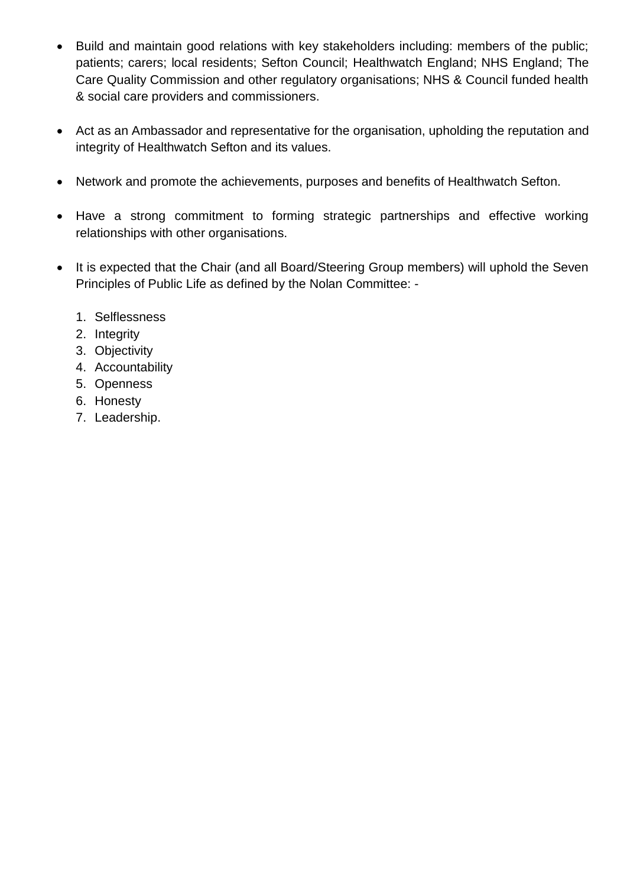- Build and maintain good relations with key stakeholders including: members of the public; patients; carers; local residents; Sefton Council; Healthwatch England; NHS England; The Care Quality Commission and other regulatory organisations; NHS & Council funded health & social care providers and commissioners.

- Act as an Ambassador and representative for the organisation, upholding the reputation and integrity of Healthwatch Sefton and its values.

- Network and promote the achievements, purposes and benefits of Healthwatch Sefton.

- Have a strong commitment to forming strategic partnerships and effective working relationships with other organisations.

- It is expected that the Chair (and all Board/Steering Group members) will uphold the Seven Principles of Public Life as defined by the Nolan Committee: -

  1. Selflessness
  2. Integrity
  3. Objectivity
  4. Accountability
  5. Openness
  6. Honesty
  7. Leadership.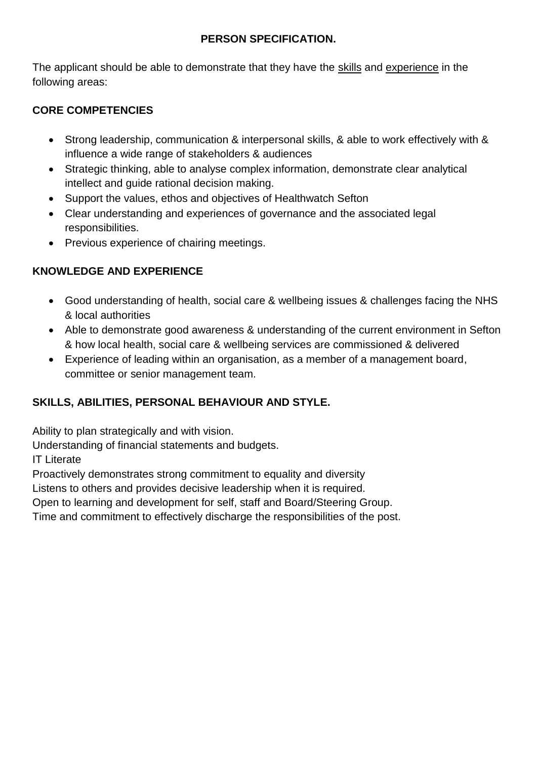# PERSON SPECIFICATION.

The applicant should be able to demonstrate that they have the <u>skills</u> and <u>experience</u> in the following areas:

## CORE COMPETENCIES

- Strong leadership, communication & interpersonal skills, & able to work effectively with & influence a wide range of stakeholders & audiences
- Strategic thinking, able to analyse complex information, demonstrate clear analytical intellect and guide rational decision making.
- Support the values, ethos and objectives of Healthwatch Sefton
- Clear understanding and experiences of governance and the associated legal responsibilities.
- Previous experience of chairing meetings.

## KNOWLEDGE AND EXPERIENCE

- Good understanding of health, social care & wellbeing issues & challenges facing the NHS & local authorities
- Able to demonstrate good awareness & understanding of the current environment in Sefton & how local health, social care & wellbeing services are commissioned & delivered
- Experience of leading within an organisation, as a member of a management board, committee or senior management team.

## SKILLS, ABILITIES, PERSONAL BEHAVIOUR AND STYLE.

Ability to plan strategically and with vision.
Understanding of financial statements and budgets.
IT Literate
Proactively demonstrates strong commitment to equality and diversity
Listens to others and provides decisive leadership when it is required.
Open to learning and development for self, staff and Board/Steering Group.
Time and commitment to effectively discharge the responsibilities of the post.